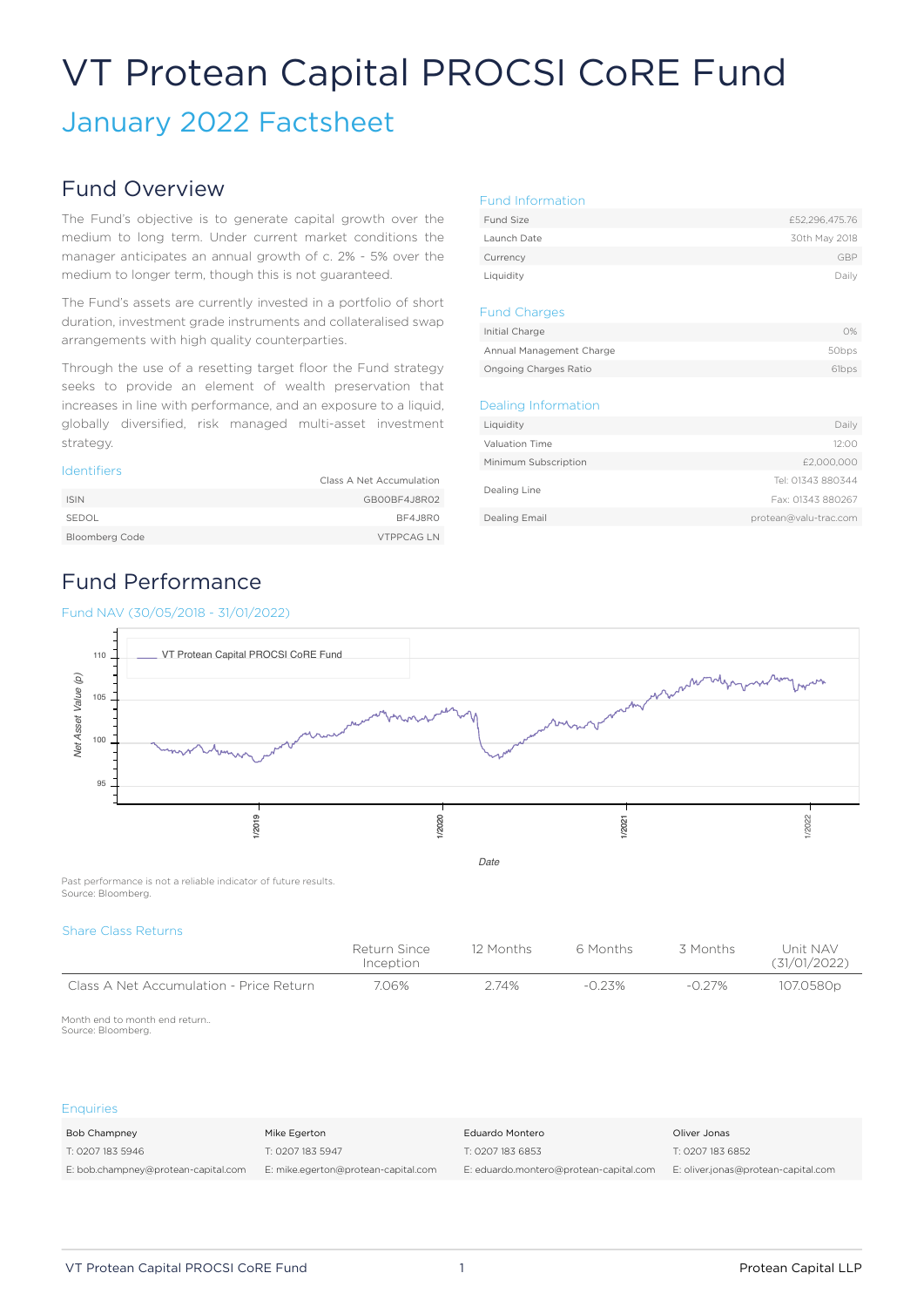# VT Protean Capital PROCSI CoRE Fund

## January 2022 Factsheet

## Fund Overview

The Fund's objective is to generate capital growth over the medium to long term. Under current market conditions the manager anticipates an annual growth of c. 2% - 5% over the medium to longer term, though this is not guaranteed.

The Fund's assets are currently invested in a portfolio of short duration, investment grade instruments and collateralised swap arrangements with high quality counterparties.

Through the use of a resetting target floor the Fund strategy seeks to provide an element of wealth preservation that increases in line with performance, and an exposure to a liquid, globally diversified, risk managed multi-asset investment strategy.

### Identifiers

| | Class A Net Accumulation |
|---|---|
| ISIN | GB00BF4J8R02 |
| SEDOL | BF4J8R0 |
| Bloomberg Code | VTPPCAG LN |

### Fund Information

| | |
|---|---|
| Fund Size | £52,296,475.76 |
| Launch Date | 30th May 2018 |
| Currency | GBP |
| Liquidity | Daily |

### Fund Charges

| | |
|---|---|
| Initial Charge | 0% |
| Annual Management Charge | 50bps |
| Ongoing Charges Ratio | 61bps |

### Dealing Information

| | |
|---|---|
| Liquidity | Daily |
| Valuation Time | 12:00 |
| Minimum Subscription | £2,000,000 |
| Dealing Line | Tel: 01343 880344<br>Fax: 01343 880267 |
| Dealing Email | protean@valu-trac.com |

## Fund Performance

### Fund NAV (30/05/2018 - 31/01/2022)

Past performance is not a reliable indicator of future results.
Source: Bloomberg.

### Share Class Returns

| | Return Since Inception | 12 Months | 6 Months | 3 Months | Unit NAV (31/01/2022) |
|---|---|---|---|---|---|
| Class A Net Accumulation - Price Return | 7.06% | 2.74% | -0.23% | -0.27% | 107.0580p |

Month end to month end return..
Source: Bloomberg.

### Enquiries

| Bob Champney | Mike Egerton | Eduardo Montero | Oliver Jonas |
|---|---|---|---|
| T: 0207 183 5946 | T: 0207 183 5947 | T: 0207 183 6853 | T: 0207 183 6852 |
| E: bob.champney@protean-capital.com | E: mike.egerton@protean-capital.com | E: eduardo.montero@protean-capital.com | E: oliver.jonas@protean-capital.com |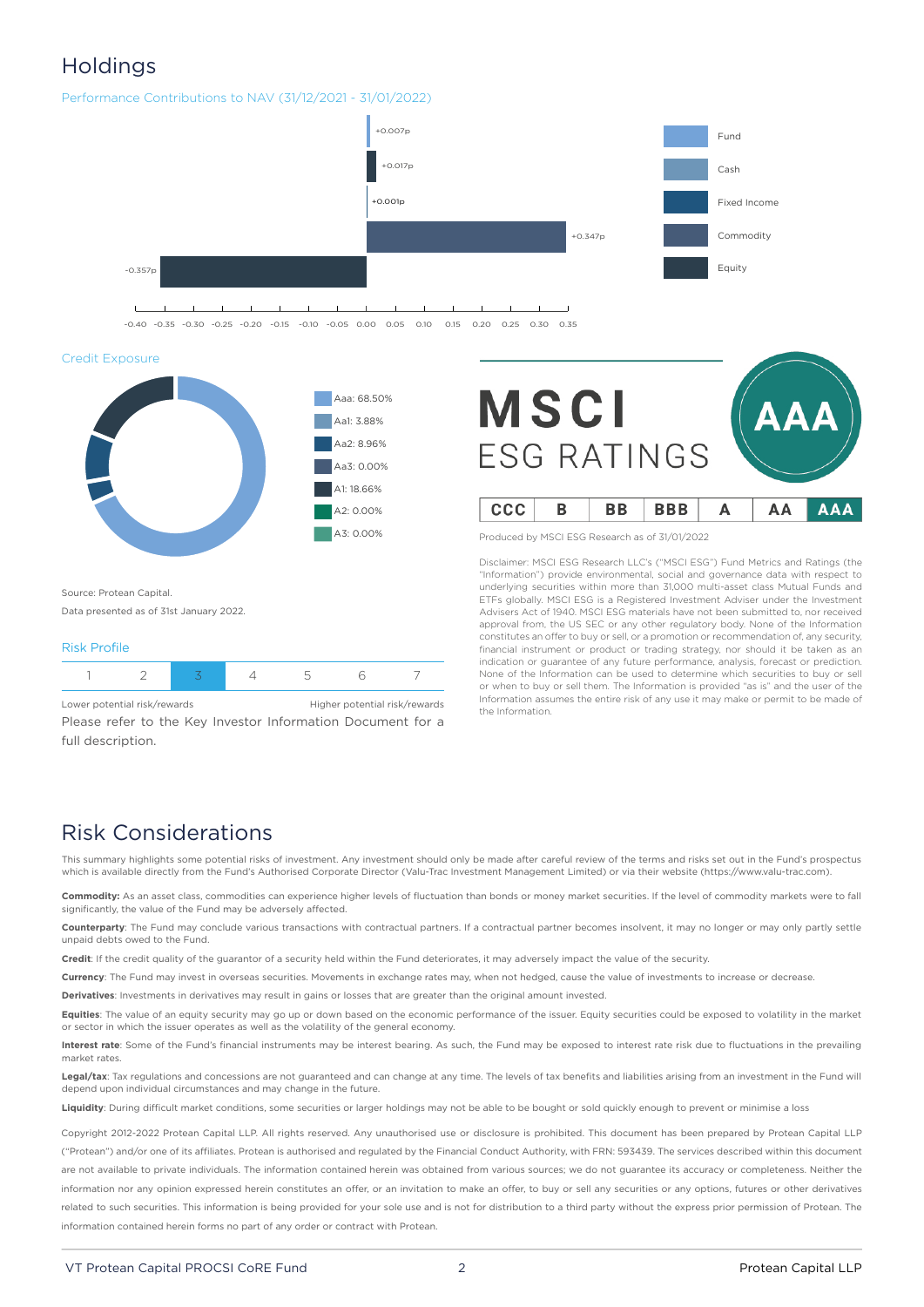# Holdings

Performance Contributions to NAV (31/12/2021 - 31/01/2022)

+0.007p

+0.017p

+0.001p

+0.347p

-0.357p

-0.40 -0.35 -0.30 -0.25 -0.20 -0.15 -0.10 -0.05 0.00 0.05 0.10 0.15 0.20 0.25 0.30 0.35

Fund

Cash

Fixed Income

Commodity

Equity

Credit Exposure

Aaa: 68.50%

Aa1: 3.88%

Aa2: 8.96%

Aa3: 0.00%

A1: 18.66%

A2: 0.00%

A3: 0.00%

Source: Protean Capital.

Data presented as of 31st January 2022.

MSCI ESG RATINGS

AAA

CCC B BB BBB A AA AAA

Produced by MSCI ESG Research as of 31/01/2022

Disclaimer: MSCI ESG Research LLC's ("MSCI ESG") Fund Metrics and Ratings (the "Information") provide environmental, social and governance data with respect to underlying securities within more than 31,000 multi-asset class Mutual Funds and ETFs globally. MSCI ESG is a Registered Investment Adviser under the Investment Advisers Act of 1940. MSCI ESG materials have not been submitted to, nor received approval from, the US SEC or any other regulatory body. None of the Information constitutes an offer to buy or sell, or a promotion or recommendation of, any security, financial instrument or product or trading strategy, nor should it be taken as an indication or guarantee of any future performance, analysis, forecast or prediction. None of the Information can be used to determine which securities to buy or sell or when to buy or sell them. The Information is provided "as is" and the user of the Information assumes the entire risk of any use it may make or permit to be made of the Information.

Risk Profile

| 1 | 2 | 3 | 4 | 5 | 6 | 7 |
|---|---|---|---|---|---|---|

Lower potential risk/rewards — Higher potential risk/rewards

Please refer to the Key Investor Information Document for a full description.

# Risk Considerations

This summary highlights some potential risks of investment. Any investment should only be made after careful review of the terms and risks set out in the Fund's prospectus which is available directly from the Fund's Authorised Corporate Director (Valu-Trac Investment Management Limited) or via their website (https://www.valu-trac.com).

**Commodity:** As an asset class, commodities can experience higher levels of fluctuation than bonds or money market securities. If the level of commodity markets were to fall significantly, the value of the Fund may be adversely affected.

**Counterparty**: The Fund may conclude various transactions with contractual partners. If a contractual partner becomes insolvent, it may no longer or may only partly settle unpaid debts owed to the Fund.

**Credit**: If the credit quality of the guarantor of a security held within the Fund deteriorates, it may adversely impact the value of the security.

**Currency**: The Fund may invest in overseas securities. Movements in exchange rates may, when not hedged, cause the value of investments to increase or decrease.

**Derivatives**: Investments in derivatives may result in gains or losses that are greater than the original amount invested.

**Equities**: The value of an equity security may go up or down based on the economic performance of the issuer. Equity securities could be exposed to volatility in the market or sector in which the issuer operates as well as the volatility of the general economy.

**Interest rate**: Some of the Fund's financial instruments may be interest bearing. As such, the Fund may be exposed to interest rate risk due to fluctuations in the prevailing market rates.

**Legal/tax**: Tax regulations and concessions are not guaranteed and can change at any time. The levels of tax benefits and liabilities arising from an investment in the Fund will depend upon individual circumstances and may change in the future.

**Liquidity**: During difficult market conditions, some securities or larger holdings may not be able to be bought or sold quickly enough to prevent or minimise a loss

Copyright 2012-2022 Protean Capital LLP. All rights reserved. Any unauthorised use or disclosure is prohibited. This document has been prepared by Protean Capital LLP ("Protean") and/or one of its affiliates. Protean is authorised and regulated by the Financial Conduct Authority, with FRN: 593439. The services described within this document are not available to private individuals. The information contained herein was obtained from various sources; we do not guarantee its accuracy or completeness. Neither the information nor any opinion expressed herein constitutes an offer, or an invitation to make an offer, to buy or sell any securities or any options, futures or other derivatives related to such securities. This information is being provided for your sole use and is not for distribution to a third party without the express prior permission of Protean. The information contained herein forms no part of any order or contract with Protean.